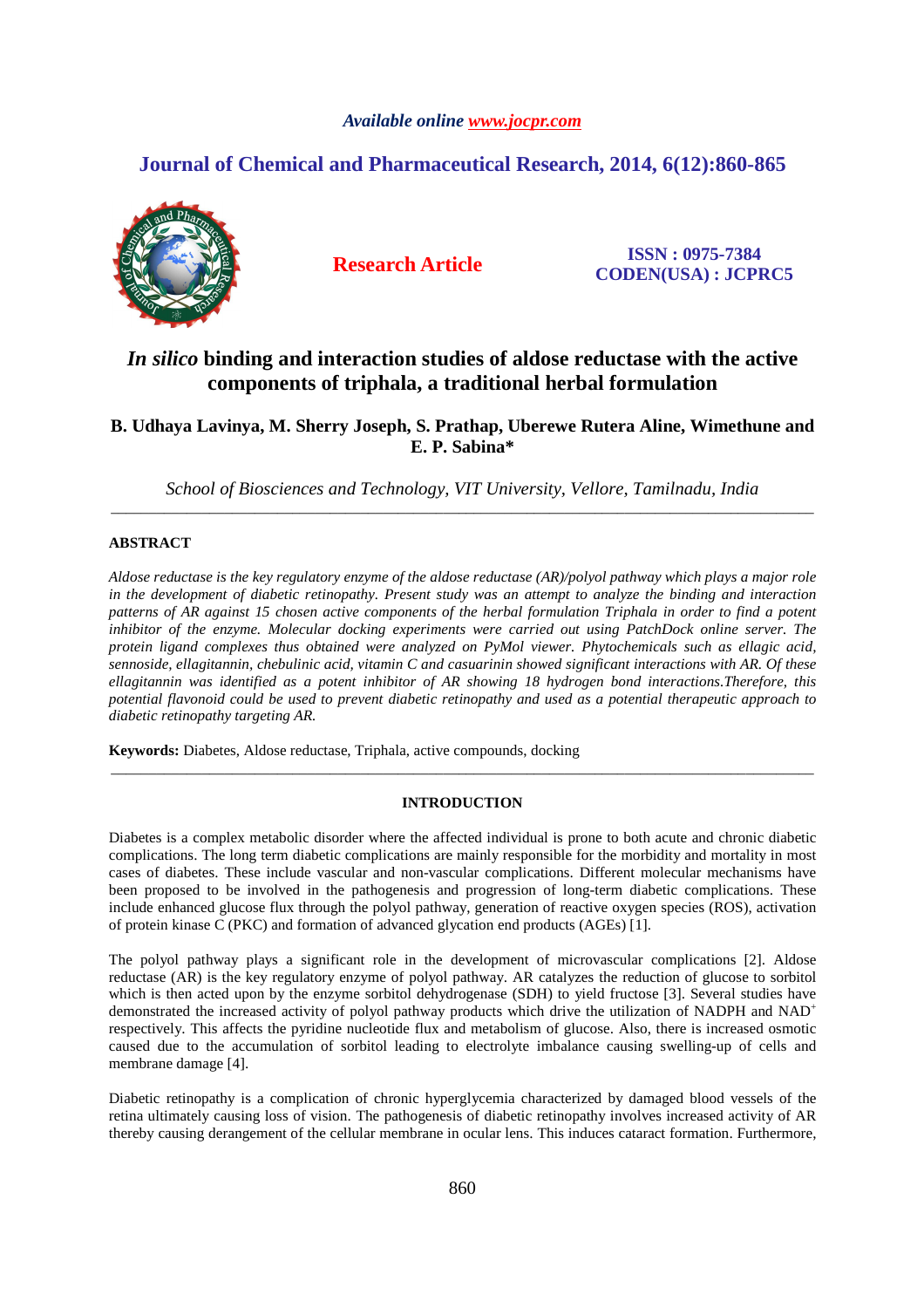Available online www.jocpr.com

# Journal of Chemical and Pharmaceutical Research, 2014, 6(12):860-865

**Research Article**

**ISSN : 0975-7384**
**CODEN(USA) : JCPRC5**

# *In silico* binding and interaction studies of aldose reductase with the active components of triphala, a traditional herbal formulation

**B. Udhaya Lavinya, M. Sherry Joseph, S. Prathap, Uberewe Rutera Aline, Wimethune and E. P. Sabina\***

*School of Biosciences and Technology, VIT University, Vellore, Tamilnadu, India*

---

## ABSTRACT

*Aldose reductase is the key regulatory enzyme of the aldose reductase (AR)/polyol pathway which plays a major role in the development of diabetic retinopathy. Present study was an attempt to analyze the binding and interaction patterns of AR against 15 chosen active components of the herbal formulation Triphala in order to find a potent inhibitor of the enzyme. Molecular docking experiments were carried out using PatchDock online server. The protein ligand complexes thus obtained were analyzed on PyMol viewer. Phytochemicals such as ellagic acid, sennoside, ellagitannin, chebulinic acid, vitamin C and casuarinin showed significant interactions with AR. Of these ellagitannin was identified as a potent inhibitor of AR showing 18 hydrogen bond interactions.Therefore, this potential flavonoid could be used to prevent diabetic retinopathy and used as a potential therapeutic approach to diabetic retinopathy targeting AR.*

**Keywords:** Diabetes, Aldose reductase, Triphala, active compounds, docking

---

## INTRODUCTION

Diabetes is a complex metabolic disorder where the affected individual is prone to both acute and chronic diabetic complications. The long term diabetic complications are mainly responsible for the morbidity and mortality in most cases of diabetes. These include vascular and non-vascular complications. Different molecular mechanisms have been proposed to be involved in the pathogenesis and progression of long-term diabetic complications. These include enhanced glucose flux through the polyol pathway, generation of reactive oxygen species (ROS), activation of protein kinase C (PKC) and formation of advanced glycation end products (AGEs) [1].

The polyol pathway plays a significant role in the development of microvascular complications [2]. Aldose reductase (AR) is the key regulatory enzyme of polyol pathway. AR catalyzes the reduction of glucose to sorbitol which is then acted upon by the enzyme sorbitol dehydrogenase (SDH) to yield fructose [3]. Several studies have demonstrated the increased activity of polyol pathway products which drive the utilization of NADPH and $NAD^+$ respectively. This affects the pyridine nucleotide flux and metabolism of glucose. Also, there is increased osmotic caused due to the accumulation of sorbitol leading to electrolyte imbalance causing swelling-up of cells and membrane damage [4].

Diabetic retinopathy is a complication of chronic hyperglycemia characterized by damaged blood vessels of the retina ultimately causing loss of vision. The pathogenesis of diabetic retinopathy involves increased activity of AR thereby causing derangement of the cellular membrane in ocular lens. This induces cataract formation. Furthermore,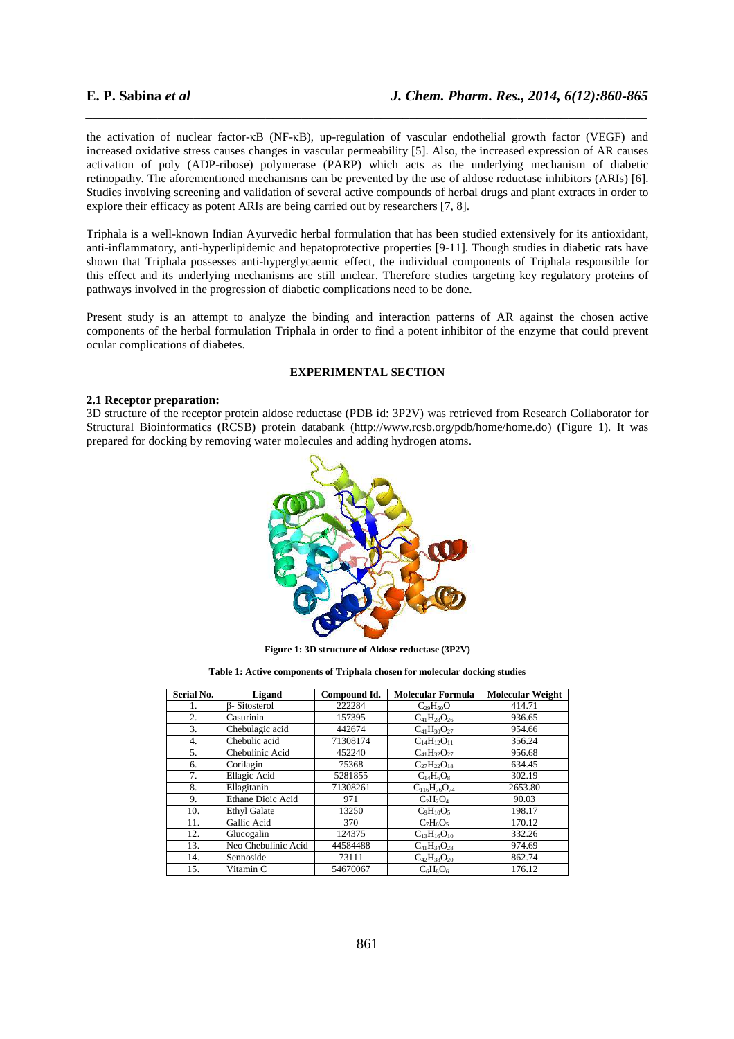the activation of nuclear factor-κB (NF-κB), up-regulation of vascular endothelial growth factor (VEGF) and increased oxidative stress causes changes in vascular permeability [5]. Also, the increased expression of AR causes activation of poly (ADP-ribose) polymerase (PARP) which acts as the underlying mechanism of diabetic retinopathy. The aforementioned mechanisms can be prevented by the use of aldose reductase inhibitors (ARIs) [6]. Studies involving screening and validation of several active compounds of herbal drugs and plant extracts in order to explore their efficacy as potent ARIs are being carried out by researchers [7, 8].

Triphala is a well-known Indian Ayurvedic herbal formulation that has been studied extensively for its antioxidant, anti-inflammatory, anti-hyperlipidemic and hepatoprotective properties [9-11]. Though studies in diabetic rats have shown that Triphala possesses anti-hyperglycaemic effect, the individual components of Triphala responsible for this effect and its underlying mechanisms are still unclear. Therefore studies targeting key regulatory proteins of pathways involved in the progression of diabetic complications need to be done.

Present study is an attempt to analyze the binding and interaction patterns of AR against the chosen active components of the herbal formulation Triphala in order to find a potent inhibitor of the enzyme that could prevent ocular complications of diabetes.

## EXPERIMENTAL SECTION

### 2.1 Receptor preparation:

3D structure of the receptor protein aldose reductase (PDB id: 3P2V) was retrieved from Research Collaborator for Structural Bioinformatics (RCSB) protein databank (http://www.rcsb.org/pdb/home/home.do) (Figure 1). It was prepared for docking by removing water molecules and adding hydrogen atoms.

**Figure 1: 3D structure of Aldose reductase (3P2V)**

**Table 1: Active components of Triphala chosen for molecular docking studies**

| Serial No. | Ligand | Compound Id. | Molecular Formula | Molecular Weight |
|---|---|---|---|---|
| 1. | β- Sitosterol | 222284 | $C_{29}H_{50}O$ | 414.71 |
| 2. | Casurinin | 157395 | $C_{41}H_{28}O_{26}$ | 936.65 |
| 3. | Chebulagic acid | 442674 | $C_{41}H_{30}O_{27}$ | 954.66 |
| 4. | Chebulic acid | 71308174 | $C_{14}H_{12}O_{11}$ | 356.24 |
| 5. | Chebulinic Acid | 452240 | $C_{41}H_{32}O_{27}$ | 956.68 |
| 6. | Corilagin | 75368 | $C_{27}H_{22}O_{18}$ | 634.45 |
| 7. | Ellagic Acid | 5281855 | $C_{14}H_6O_8$ | 302.19 |
| 8. | Ellagitanin | 71308261 | $C_{116}H_{76}O_{74}$ | 2653.80 |
| 9. | Ethane Dioic Acid | 971 | $C_2H_2O_4$ | 90.03 |
| 10. | Ethyl Galate | 13250 | $C_9H_{10}O_5$ | 198.17 |
| 11. | Gallic Acid | 370 | $C_7H_6O_5$ | 170.12 |
| 12. | Glucogalin | 124375 | $C_{13}H_{16}O_{10}$ | 332.26 |
| 13. | Neo Chebulinic Acid | 44584488 | $C_{41}H_{34}O_{28}$ | 974.69 |
| 14. | Sennoside | 73111 | $C_{42}H_{38}O_{20}$ | 862.74 |
| 15. | Vitamin C | 54670067 | $C_6H_8O_6$ | 176.12 |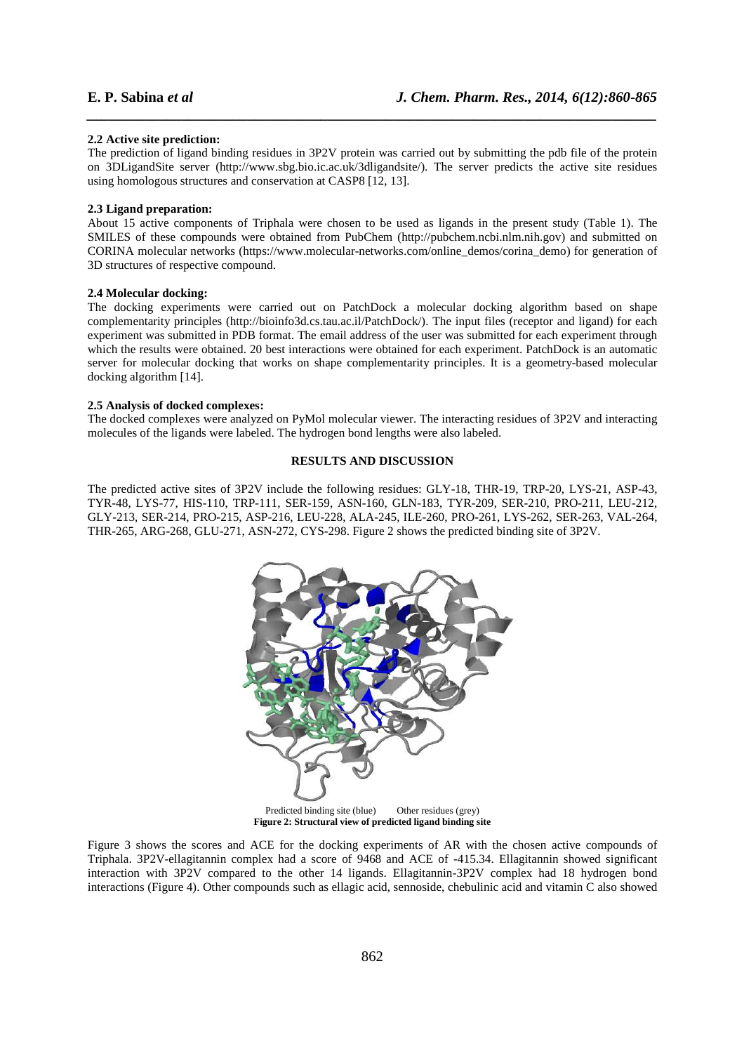### 2.2 Active site prediction:

The prediction of ligand binding residues in 3P2V protein was carried out by submitting the pdb file of the protein on 3DLigandSite server (http://www.sbg.bio.ic.ac.uk/3dligandsite/). The server predicts the active site residues using homologous structures and conservation at CASP8 [12, 13].

### 2.3 Ligand preparation:

About 15 active components of Triphala were chosen to be used as ligands in the present study (Table 1). The SMILES of these compounds were obtained from PubChem (http://pubchem.ncbi.nlm.nih.gov) and submitted on CORINA molecular networks (https://www.molecular-networks.com/online_demos/corina_demo) for generation of 3D structures of respective compound.

### 2.4 Molecular docking:

The docking experiments were carried out on PatchDock a molecular docking algorithm based on shape complementarity principles (http://bioinfo3d.cs.tau.ac.il/PatchDock/). The input files (receptor and ligand) for each experiment was submitted in PDB format. The email address of the user was submitted for each experiment through which the results were obtained. 20 best interactions were obtained for each experiment. PatchDock is an automatic server for molecular docking that works on shape complementarity principles. It is a geometry-based molecular docking algorithm [14].

### 2.5 Analysis of docked complexes:

The docked complexes were analyzed on PyMol molecular viewer. The interacting residues of 3P2V and interacting molecules of the ligands were labeled. The hydrogen bond lengths were also labeled.

## RESULTS AND DISCUSSION

The predicted active sites of 3P2V include the following residues: GLY-18, THR-19, TRP-20, LYS-21, ASP-43, TYR-48, LYS-77, HIS-110, TRP-111, SER-159, ASN-160, GLN-183, TYR-209, SER-210, PRO-211, LEU-212, GLY-213, SER-214, PRO-215, ASP-216, LEU-228, ALA-245, ILE-260, PRO-261, LYS-262, SER-263, VAL-264, THR-265, ARG-268, GLU-271, ASN-272, CYS-298. Figure 2 shows the predicted binding site of 3P2V.

Predicted binding site (blue)    Other residues (grey)

**Figure 2: Structural view of predicted ligand binding site**

Figure 3 shows the scores and ACE for the docking experiments of AR with the chosen active compounds of Triphala. 3P2V-ellagitannin complex had a score of 9468 and ACE of -415.34. Ellagitannin showed significant interaction with 3P2V compared to the other 14 ligands. Ellagitannin-3P2V complex had 18 hydrogen bond interactions (Figure 4). Other compounds such as ellagic acid, sennoside, chebulinic acid and vitamin C also showed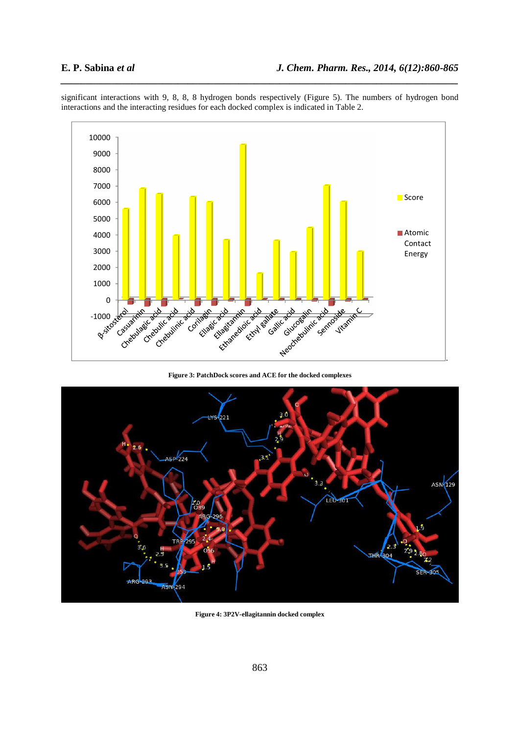significant interactions with 9, 8, 8, 8 hydrogen bonds respectively (Figure 5). The numbers of hydrogen bond interactions and the interacting residues for each docked complex is indicated in Table 2.

**Figure 3: PatchDock scores and ACE for the docked complexes**

**Figure 4: 3P2V-ellagitannin docked complex**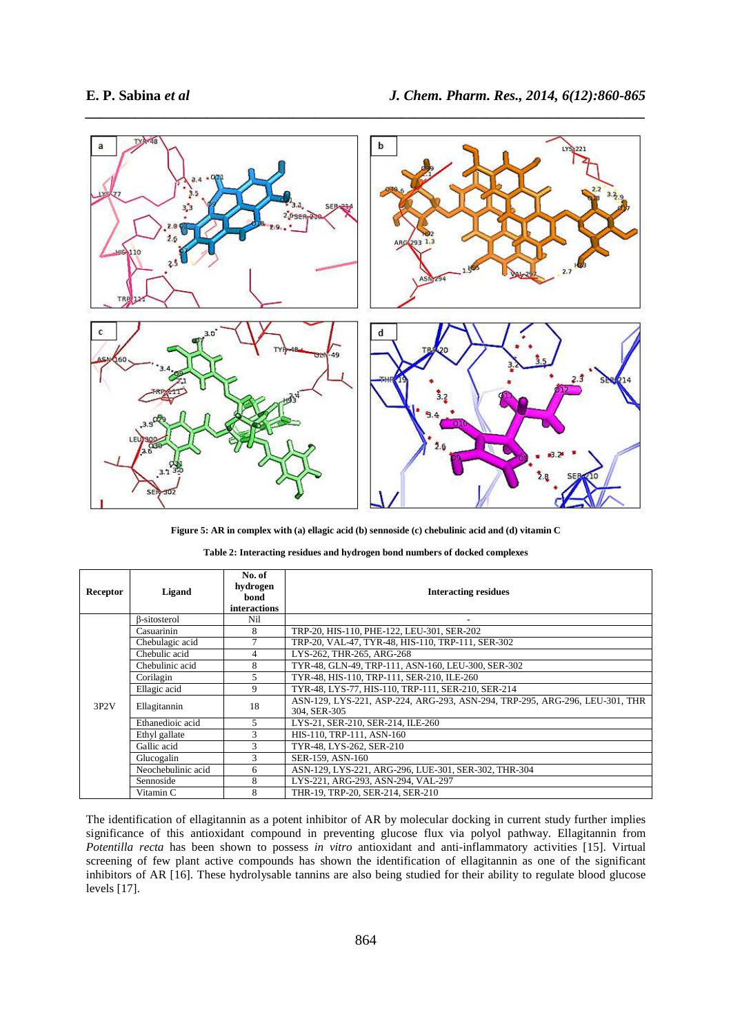**Figure 5: AR in complex with (a) ellagic acid (b) sennoside (c) chebulinic acid and (d) vitamin C**

**Table 2: Interacting residues and hydrogen bond numbers of docked complexes**

| Receptor | Ligand | No. of hydrogen bond interactions | Interacting residues |
|---|---|---|---|
| 3P2V | β-sitosterol | Nil | - |
| | Casuarinin | 8 | TRP-20, HIS-110, PHE-122, LEU-301, SER-202 |
| | Chebulagic acid | 7 | TRP-20, VAL-47, TYR-48, HIS-110, TRP-111, SER-302 |
| | Chebulic acid | 4 | LYS-262, THR-265, ARG-268 |
| | Chebulinic acid | 8 | TYR-48, GLN-49, TRP-111, ASN-160, LEU-300, SER-302 |
| | Corilagin | 5 | TYR-48, HIS-110, TRP-111, SER-210, ILE-260 |
| | Ellagic acid | 9 | TYR-48, LYS-77, HIS-110, TRP-111, SER-210, SER-214 |
| | Ellagitannin | 18 | ASN-129, LYS-221, ASP-224, ARG-293, ASN-294, TRP-295, ARG-296, LEU-301, THR 304, SER-305 |
| | Ethanedioic acid | 5 | LYS-21, SER-210, SER-214, ILE-260 |
| | Ethyl gallate | 3 | HIS-110, TRP-111, ASN-160 |
| | Gallic acid | 3 | TYR-48, LYS-262, SER-210 |
| | Glucogalin | 3 | SER-159, ASN-160 |
| | Neochebulinic acid | 6 | ASN-129, LYS-221, ARG-296, LUE-301, SER-302, THR-304 |
| | Sennoside | 8 | LYS-221, ARG-293, ASN-294, VAL-297 |
| | Vitamin C | 8 | THR-19, TRP-20, SER-214, SER-210 |

The identification of ellagitannin as a potent inhibitor of AR by molecular docking in current study further implies significance of this antioxidant compound in preventing glucose flux via polyol pathway. Ellagitannin from *Potentilla recta* has been shown to possess *in vitro* antioxidant and anti-inflammatory activities [15]. Virtual screening of few plant active compounds has shown the identification of ellagitannin as one of the significant inhibitors of AR [16]. These hydrolysable tannins are also being studied for their ability to regulate blood glucose levels [17].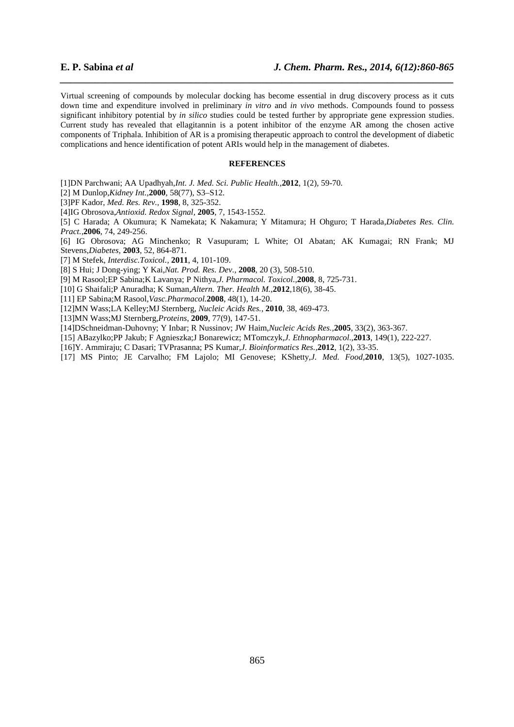Virtual screening of compounds by molecular docking has become essential in drug discovery process as it cuts down time and expenditure involved in preliminary *in vitro* and *in vivo* methods. Compounds found to possess significant inhibitory potential by *in silico* studies could be tested further by appropriate gene expression studies. Current study has revealed that ellagitannin is a potent inhibitor of the enzyme AR among the chosen active components of Triphala. Inhibition of AR is a promising therapeutic approach to control the development of diabetic complications and hence identification of potent ARIs would help in the management of diabetes.

## REFERENCES

[1]DN Parchwani; AA Upadhyah,*Int. J. Med. Sci. Public Health.*,**2012**, 1(2), 59-70.

[2] M Dunlop,*Kidney Int.*,**2000**, 58(77), S3–S12.

[3]PF Kador, *Med. Res. Rev.*, **1998**, 8, 325-352.

[4]IG Obrosova,*Antioxid. Redox Signal*, **2005**, 7, 1543-1552.

[5] C Harada; A Okumura; K Namekata; K Nakamura; Y Mitamura; H Ohguro; T Harada,*Diabetes Res. Clin. Pract.*,**2006**, 74, 249-256.

[6] IG Obrosova; AG Minchenko; R Vasupuram; L White; OI Abatan; AK Kumagai; RN Frank; MJ Stevens,*Diabetes*, **2003**, 52, 864-871.

[7] M Stefek, *Interdisc.Toxicol.*, **2011**, 4, 101-109.

[8] S Hui; J Dong-ying; Y Kai,*Nat. Prod. Res. Dev.*, **2008**, 20 (3), 508-510.

[9] M Rasool;EP Sabina;K Lavanya; P Nithya,*J. Pharmacol. Toxicol.*,**2008**, 8, 725-731.

[10] G Shaifali;P Anuradha; K Suman,*Altern. Ther. Health M.*,**2012**,18(6), 38-45.

[11] EP Sabina;M Rasool,*Vasc.Pharmacol.***2008**, 48(1), 14-20.

[12]MN Wass;LA Kelley;MJ Sternberg, *Nucleic Acids Res.*, **2010**, 38, 469-473.

[13]MN Wass;MJ Sternberg,*Proteins*, **2009**, 77(9), 147-51.

[14]DSchneidman-Duhovny; Y Inbar; R Nussinov; JW Haim,*Nucleic Acids Res.*,**2005**, 33(2), 363-367.

[15] ABazylko;PP Jakub; F Agnieszka;J Bonarewicz; MTomczyk,*J. Ethnopharmacol.*,**2013**, 149(1), 222-227.

[16]Y. Ammiraju; C Dasari; TVPrasanna; PS Kumar,*J. Bioinformatics Res.*,**2012**, 1(2), 33-35.

[17] MS Pinto; JE Carvalho; FM Lajolo; MI Genovese; KShetty,*J. Med. Food*,**2010**, 13(5), 1027-1035.